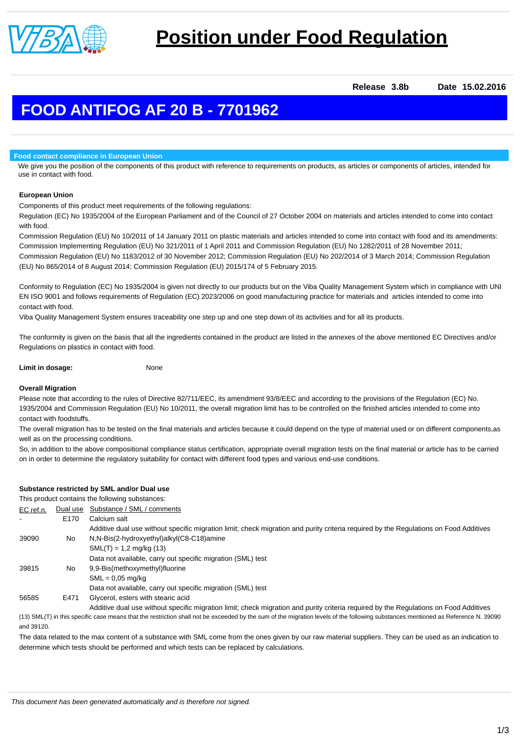# Position under Food Regulation

**Release 3.8b** **Date 15.02.2016**

## FOOD ANTIFOG AF 20 B - 7701962

### Food contact compliance in European Union

We give you the position of the components of this product with reference to requirements on products, as articles or components of articles, intended for use in contact with food.

**European Union**

Components of this product meet requirements of the following regulations:

Regulation (EC) No 1935/2004 of the European Parliament and of the Council of 27 October 2004 on materials and articles intended to come into contact with food.

Commission Regulation (EU) No 10/2011 of 14 January 2011 on plastic materials and articles intended to come into contact with food and its amendments: Commission Implementing Regulation (EU) No 321/2011 of 1 April 2011 and Commission Regulation (EU) No 1282/2011 of 28 November 2011; Commission Regulation (EU) No 1183/2012 of 30 November 2012; Commission Regulation (EU) No 202/2014 of 3 March 2014; Commission Regulation (EU) No 865/2014 of 8 August 2014; Commission Regulation (EU) 2015/174 of 5 February 2015.

Conformity to Regulation (EC) No 1935/2004 is given not directly to our products but on the Viba Quality Management System which in compliance with UNI EN ISO 9001 and follows requirements of Regulation (EC) 2023/2006 on good manufacturing practice for materials and articles intended to come into contact with food.

Viba Quality Management System ensures traceability one step up and one step down of its activities and for all its products.

The conformity is given on the basis that all the ingredients contained in the product are listed in the annexes of the above mentioned EC Directives and/or Regulations on plastics in contact with food.

**Limit in dosage:** None

**Overall Migration**

Please note that according to the rules of Directive 82/711/EEC, its amendment 93/8/EEC and according to the provisions of the Regulation (EC) No. 1935/2004 and Commission Regulation (EU) No 10/2011, the overall migration limit has to be controlled on the finished articles intended to come into contact with foodstuffs.

The overall migration has to be tested on the final materials and articles because it could depend on the type of material used or on different components,as well as on the processing conditions.

So, in addition to the above compositional compliance status certification, appropriate overall migration tests on the final material or article has to be carried on in order to determine the regulatory suitability for contact with different food types and various end-use conditions.

**Substance restricted by SML and/or Dual use**

This product contains the following substances:

| EC ref.n. | Dual use | Substance / SML / comments |
|---|---|---|
| - | E170 | Calcium salt<br>Additive dual use without specific migration limit; check migration and purity criteria required by the Regulations on Food Additives |
| 39090 | No | N,N-Bis(2-hydroxyethyl)alkyl(C8-C18)amine<br>SML(T) = 1,2 mg/kg (13)<br>Data not available, carry out specific migration (SML) test |
| 39815 | No | 9,9-Bis(methoxymethyl)fluorine<br>SML = 0,05 mg/kg<br>Data not available, carry out specific migration (SML) test |
| 56585 | E471 | Glycerol, esters with stearic acid<br>Additive dual use without specific migration limit; check migration and purity criteria required by the Regulations on Food Additives |

(13) SML(T) in this specific case means that the restriction shall not be exceeded by the sum of the migration levels of the following substances mentioned as Reference N. 39090 and 39120.

The data related to the max content of a substance with SML come from the ones given by our raw material suppliers. They can be used as an indication to determine which tests should be performed and which tests can be replaced by calculations.

*This document has been generated automatically and is therefore not signed.*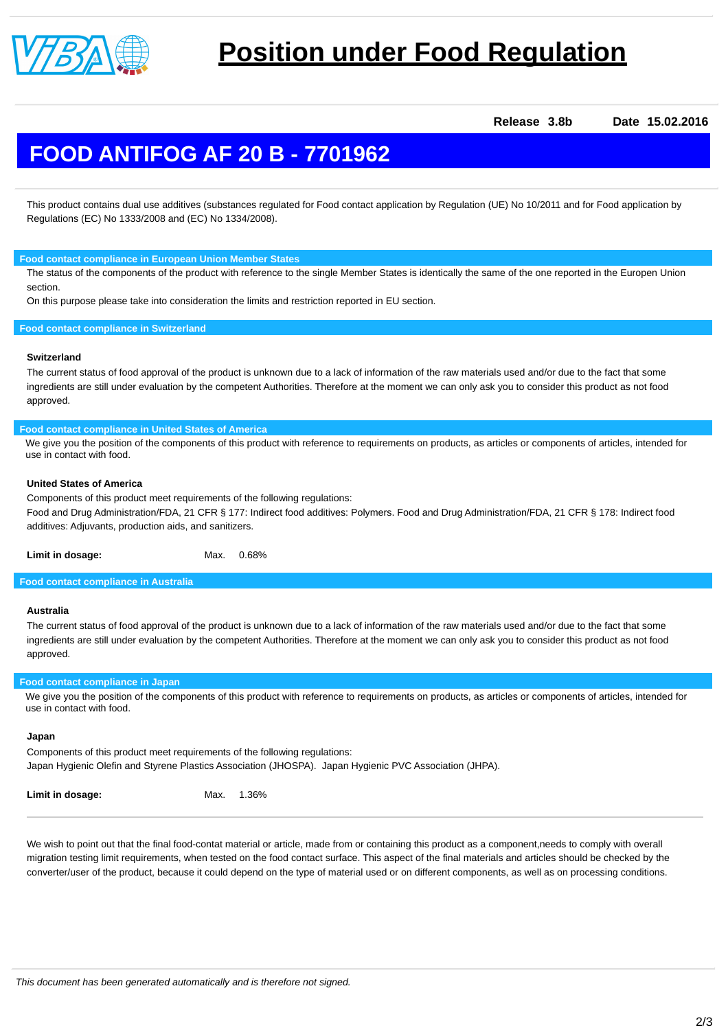# Position under Food Regulation

**Release 3.8b** **Date 15.02.2016**

## FOOD ANTIFOG AF 20 B - 7701962

This product contains dual use additives (substances regulated for Food contact application by Regulation (UE) No 10/2011 and for Food application by Regulations (EC) No 1333/2008 and (EC) No 1334/2008).

### Food contact compliance in European Union Member States

The status of the components of the product with reference to the single Member States is identically the same of the one reported in the Europen Union section.

On this purpose please take into consideration the limits and restriction reported in EU section.

### Food contact compliance in Switzerland

**Switzerland**

The current status of food approval of the product is unknown due to a lack of information of the raw materials used and/or due to the fact that some ingredients are still under evaluation by the competent Authorities. Therefore at the moment we can only ask you to consider this product as not food approved.

### Food contact compliance in United States of America

We give you the position of the components of this product with reference to requirements on products, as articles or components of articles, intended for use in contact with food.

**United States of America**

Components of this product meet requirements of the following regulations:

Food and Drug Administration/FDA, 21 CFR § 177: Indirect food additives: Polymers. Food and Drug Administration/FDA, 21 CFR § 178: Indirect food additives: Adjuvants, production aids, and sanitizers.

**Limit in dosage:** Max. 0.68%

### Food contact compliance in Australia

**Australia**

The current status of food approval of the product is unknown due to a lack of information of the raw materials used and/or due to the fact that some ingredients are still under evaluation by the competent Authorities. Therefore at the moment we can only ask you to consider this product as not food approved.

### Food contact compliance in Japan

We give you the position of the components of this product with reference to requirements on products, as articles or components of articles, intended for use in contact with food.

**Japan**

Components of this product meet requirements of the following regulations:

Japan Hygienic Olefin and Styrene Plastics Association (JHOSPA). Japan Hygienic PVC Association (JHPA).

**Limit in dosage:** Max. 1.36%

---

We wish to point out that the final food-contat material or article, made from or containing this product as a component,needs to comply with overall migration testing limit requirements, when tested on the food contact surface. This aspect of the final materials and articles should be checked by the converter/user of the product, because it could depend on the type of material used or on different components, as well as on processing conditions.

*This document has been generated automatically and is therefore not signed.*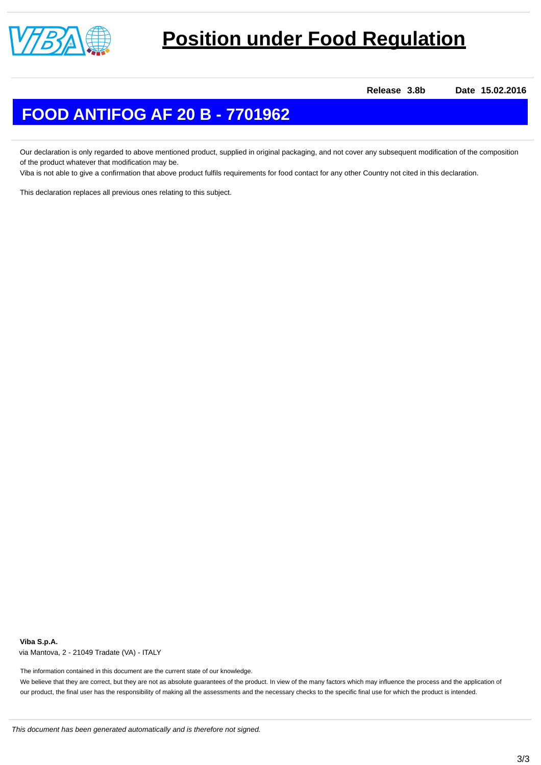# Position under Food Regulation

**Release 3.8b** **Date 15.02.2016**

## FOOD ANTIFOG AF 20 B - 7701962

Our declaration is only regarded to above mentioned product, supplied in original packaging, and not cover any subsequent modification of the composition of the product whatever that modification may be.

Viba is not able to give a confirmation that above product fulfils requirements for food contact for any other Country not cited in this declaration.

This declaration replaces all previous ones relating to this subject.

**Viba S.p.A.**
via Mantova, 2 - 21049 Tradate (VA) - ITALY

The information contained in this document are the current state of our knowledge.

We believe that they are correct, but they are not as absolute guarantees of the product. In view of the many factors which may influence the process and the application of our product, the final user has the responsibility of making all the assessments and the necessary checks to the specific final use for which the product is intended.

*This document has been generated automatically and is therefore not signed.*